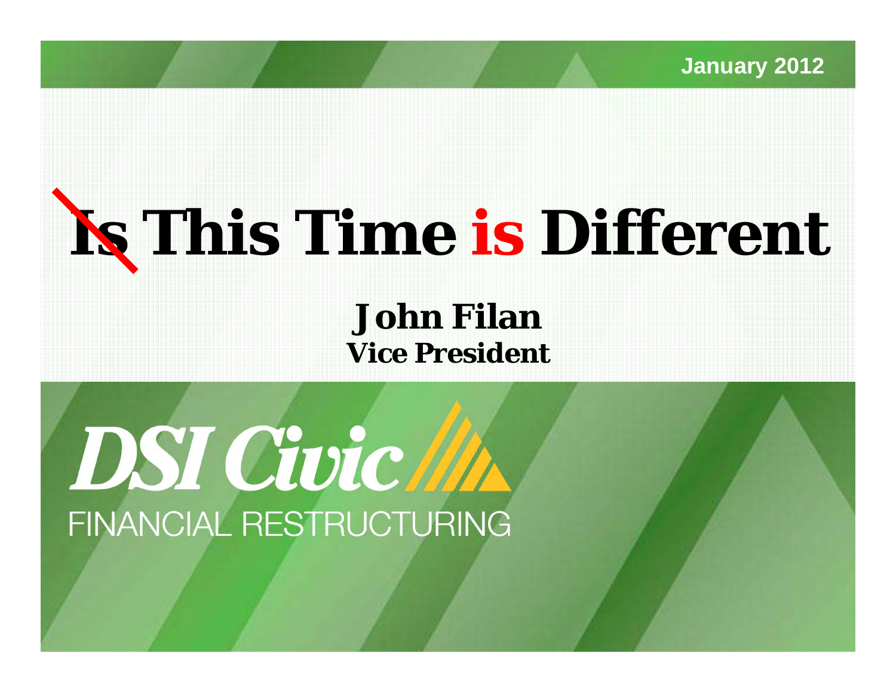January 2012

# ~~Is~~ This Time is Different

**John Filan**
**Vice President**

DSI Civic

FINANCIAL RESTRUCTURING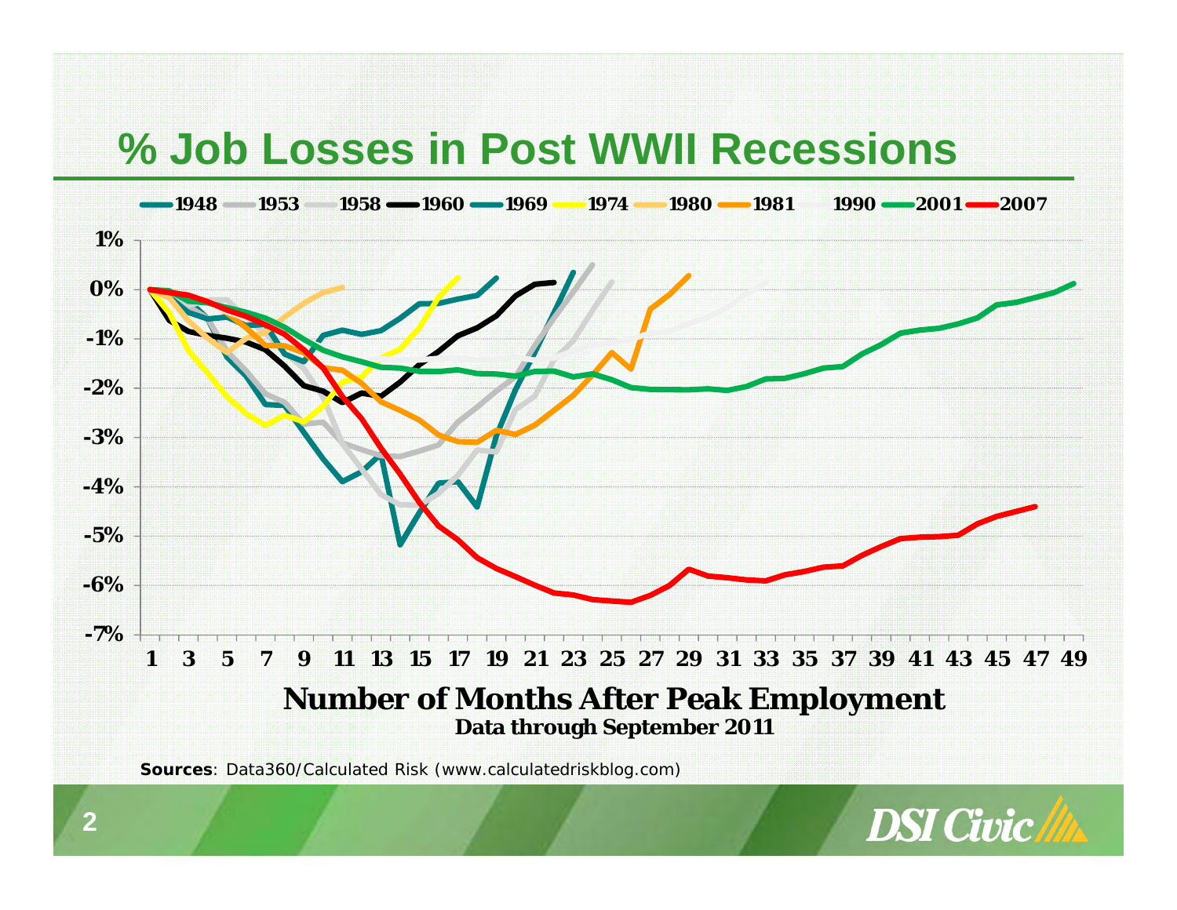# % Job Losses in Post WWII Recessions

1948 1953 1958 1960 1969 1974 1980 1981 1990 2001 2007

1%
0%
-1%
-2%
-3%
-4%
-5%
-6%
-7%

1 3 5 7 9 11 13 15 17 19 21 23 25 27 29 31 33 35 37 39 41 43 45 47 49

**Number of Months After Peak Employment**

**Data through September 2011**

**Sources**: Data360/Calculated Risk (www.calculatedriskblog.com)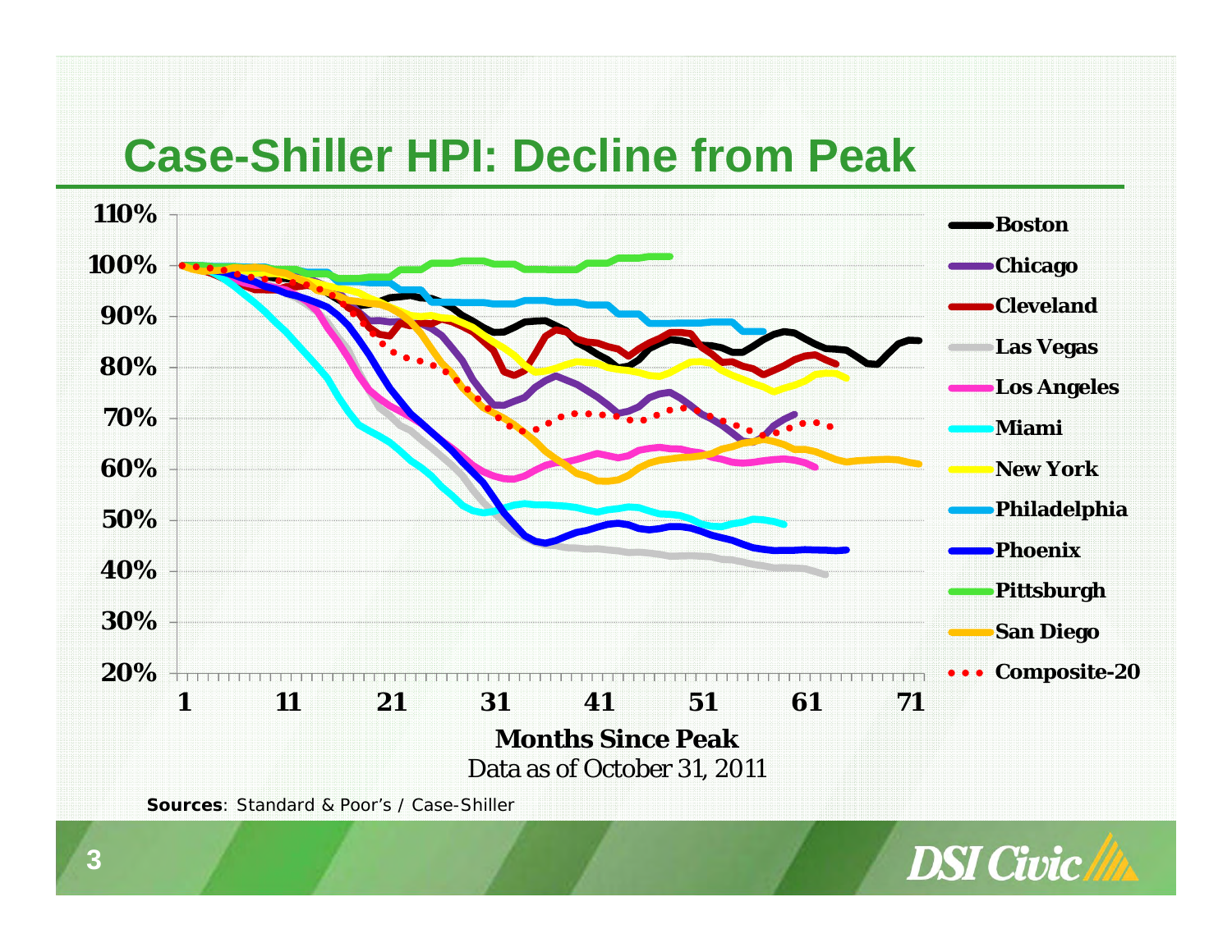# Case-Shiller HPI: Decline from Peak

Months Since Peak

Data as of October 31, 2011

**Sources**: Standard & Poor's / Case-Shiller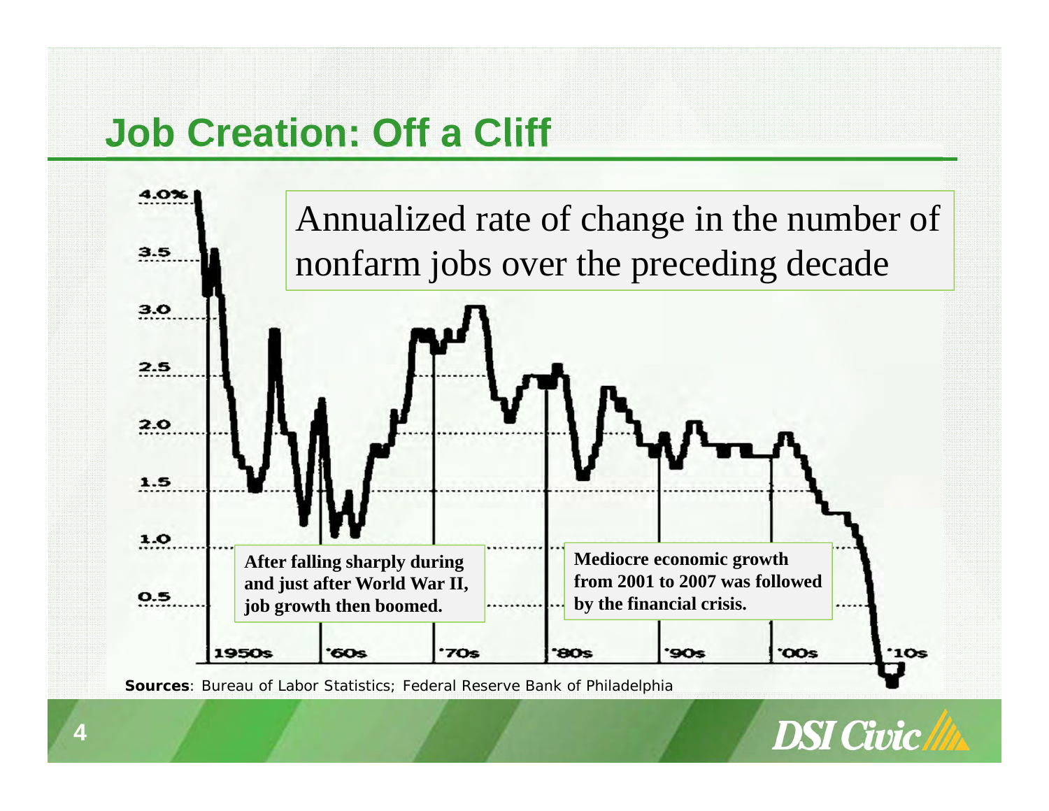## Job Creation: Off a Cliff

Annualized rate of change in the number of nonfarm jobs over the preceding decade

4.0%
3.5
3.0
2.5
2.0
1.5
1.0
0.5

1950s 
'60s 
'70s 
'80s 
'90s 
'00s 
'10s

**After falling sharply during and just after World War II, job growth then boomed.**

**Mediocre economic growth from 2001 to 2007 was followed by the financial crisis.**

**Sources**: Bureau of Labor Statistics; Federal Reserve Bank of Philadelphia

DSI Civic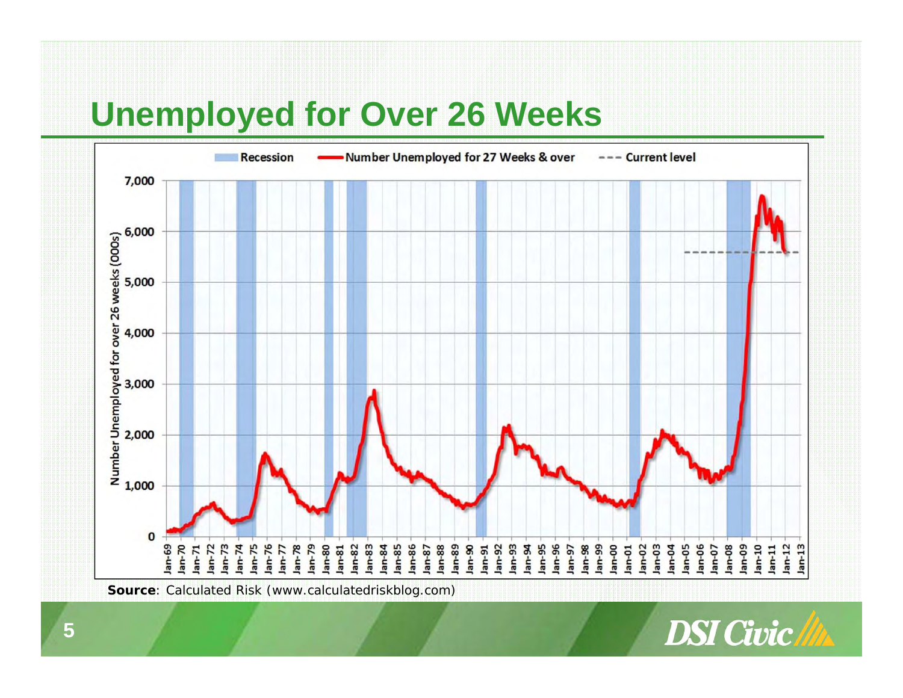# Unemployed for Over 26 Weeks

**Source**: Calculated Risk (www.calculatedriskblog.com)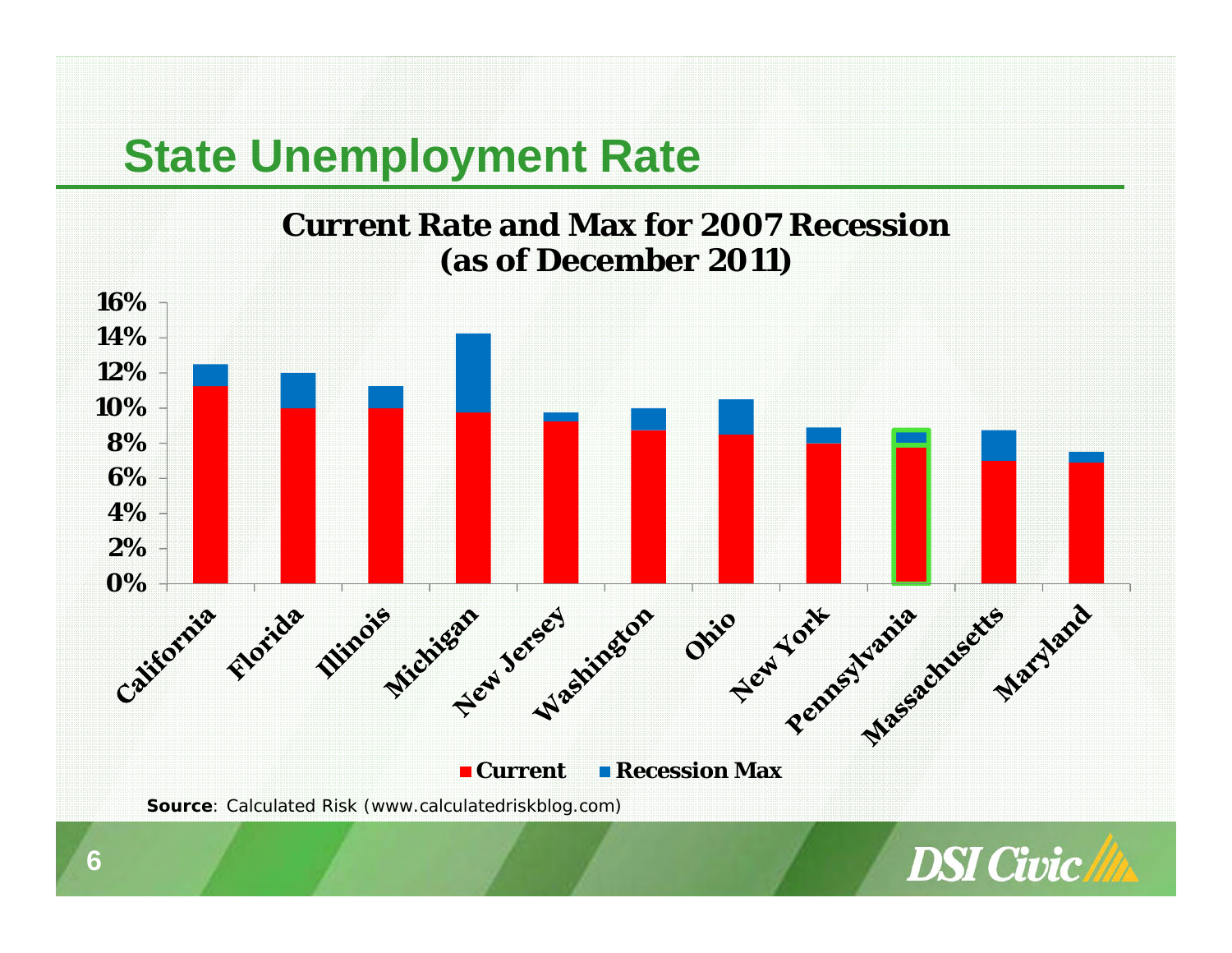# State Unemployment Rate

**Current Rate and Max for 2007 Recession (as of December 2011)**

| State | Current | Recession Max |
|---|---|---|
| California | | |
| Florida | | |
| Illinois | | |
| Michigan | | |
| New Jersey | | |
| Washington | | |
| Ohio | | |
| New York | | |
| Pennsylvania | | |
| Massachusetts | | |
| Maryland | | |

**Source**: Calculated Risk (www.calculatedriskblog.com)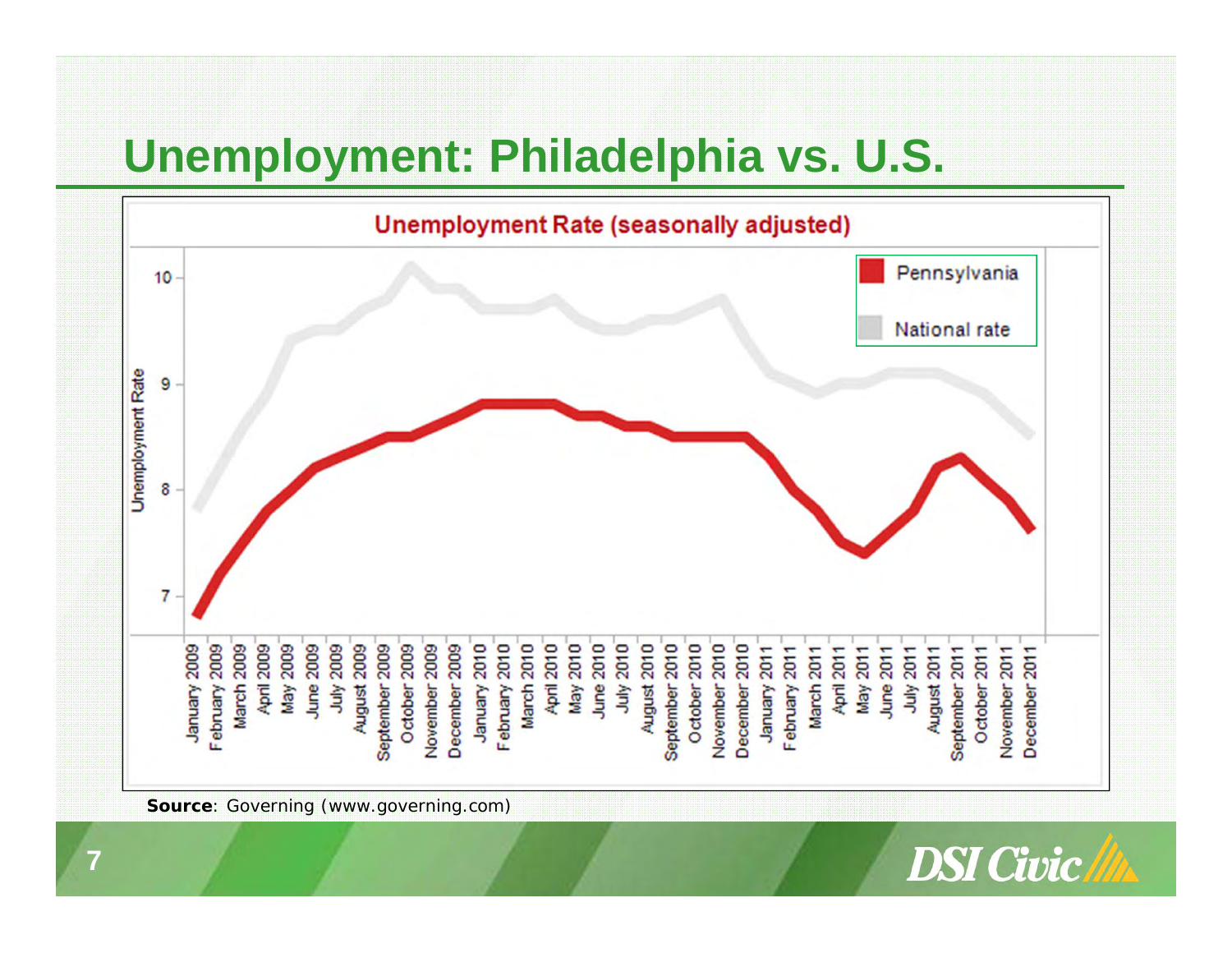# Unemployment: Philadelphia vs. U.S.

**Unemployment Rate (seasonally adjusted)**

Legend: Pennsylvania; National rate

Y-axis: Unemployment Rate (7, 8, 9, 10)

X-axis: January 2009 through December 2011

**Source**: Governing (www.governing.com)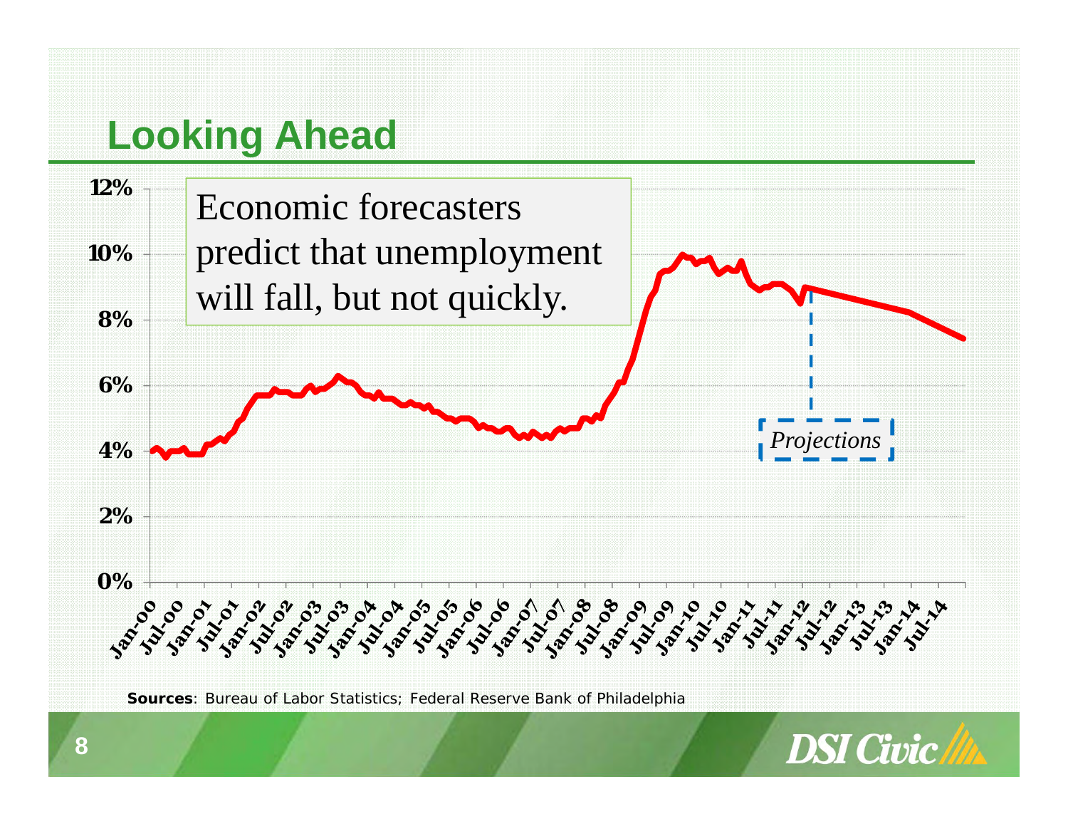# Looking Ahead

Economic forecasters predict that unemployment will fall, but not quickly.

12%
10%
8%
6%
4%
2%
0%

Jan-00 Jul-00 Jan-01 Jul-01 Jan-02 Jul-02 Jan-03 Jul-03 Jan-04 Jul-04 Jan-05 Jul-05 Jan-06 Jul-06 Jan-07 Jul-07 Jan-08 Jul-08 Jan-09 Jul-09 Jan-10 Jul-10 Jan-11 Jul-11 Jan-12 Jul-12 Jan-13 Jul-13 Jan-14 Jul-14

*Projections*

**Sources**: Bureau of Labor Statistics; Federal Reserve Bank of Philadelphia

DSI Civic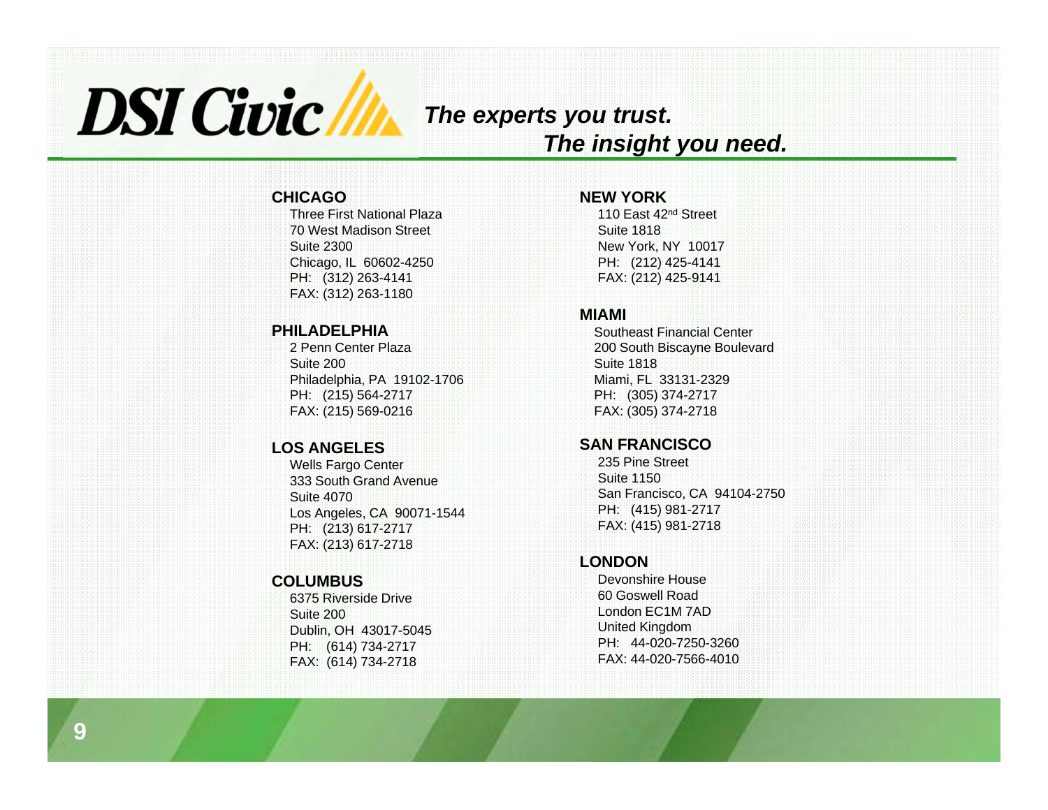**DSI Civic**

***The experts you trust. The insight you need.***

**CHICAGO**
Three First National Plaza
70 West Madison Street
Suite 2300
Chicago, IL 60602-4250
PH: (312) 263-4141
FAX: (312) 263-1180

**PHILADELPHIA**
2 Penn Center Plaza
Suite 200
Philadelphia, PA 19102-1706
PH: (215) 564-2717
FAX: (215) 569-0216

**LOS ANGELES**
Wells Fargo Center
333 South Grand Avenue
Suite 4070
Los Angeles, CA 90071-1544
PH: (213) 617-2717
FAX: (213) 617-2718

**COLUMBUS**
6375 Riverside Drive
Suite 200
Dublin, OH 43017-5045
PH: (614) 734-2717
FAX: (614) 734-2718

**NEW YORK**
110 East 42nd Street
Suite 1818
New York, NY 10017
PH: (212) 425-4141
FAX: (212) 425-9141

**MIAMI**
Southeast Financial Center
200 South Biscayne Boulevard
Suite 1818
Miami, FL 33131-2329
PH: (305) 374-2717
FAX: (305) 374-2718

**SAN FRANCISCO**
235 Pine Street
Suite 1150
San Francisco, CA 94104-2750
PH: (415) 981-2717
FAX: (415) 981-2718

**LONDON**
Devonshire House
60 Goswell Road
London EC1M 7AD
United Kingdom
PH: 44-020-7250-3260
FAX: 44-020-7566-4010